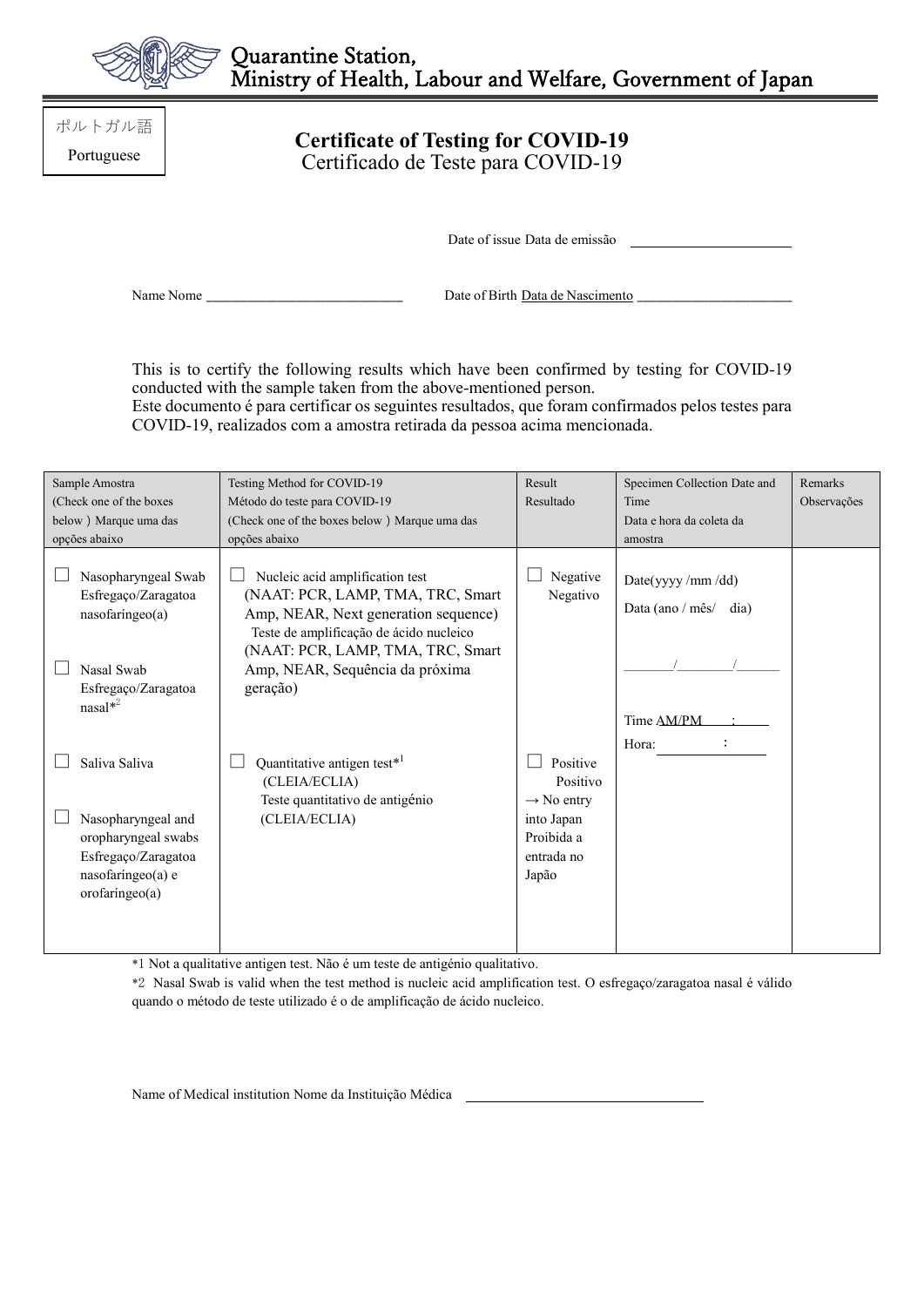Quarantine Station,
Ministry of Health, Labour and Welfare, Government of Japan

ポルトガル語
Portuguese

# Certificate of Testing for COVID-19
## Certificado de Teste para COVID-19

Date of issue Data de emissão ______________________

Name Nome ____________________________ Date of Birth Data de Nascimento ______________________

This is to certify the following results which have been confirmed by testing for COVID-19 conducted with the sample taken from the above-mentioned person.
Este documento é para certificar os seguintes resultados, que foram confirmados pelos testes para COVID-19, realizados com a amostra retirada da pessoa acima mencionada.

| Sample Amostra (Check one of the boxes below ) Marque uma das opções abaixo | Testing Method for COVID-19 Método do teste para COVID-19 (Check one of the boxes below ) Marque uma das opções abaixo | Result Resultado | Specimen Collection Date and Time Data e hora da coleta da amostra | Remarks Observações |
|---|---|---|---|---|
| ☐ Nasopharyngeal Swab Esfregaço/Zaragatoa nasofaríngeo(a)<br><br>☐ Nasal Swab Esfregaço/Zaragatoa nasal*2<br><br>☐ Saliva Saliva<br><br>☐ Nasopharyngeal and oropharyngeal swabs Esfregaço/Zaragatoa nasofaríngeo(a) e orofaríngeo(a) | ☐ Nucleic acid amplification test (NAAT: PCR, LAMP, TMA, TRC, Smart Amp, NEAR, Next generation sequence) Teste de amplificação de ácido nucleico (NAAT: PCR, LAMP, TMA, TRC, Smart Amp, NEAR, Sequência da próxima geração)<br><br>☐ Quantitative antigen test*1 (CLEIA/ECLIA) Teste quantitativo de antigénio (CLEIA/ECLIA) | ☐ Negative Negativo<br><br>☐ Positive Positivo → No entry into Japan Proibida a entrada no Japão | Date(yyyy /mm /dd)<br>Data (ano / mês/ dia)<br><br>_______/________/_______<br><br>Time AM/PM ____:____<br>Hora: ____:____ | |

*1 Not a qualitative antigen test. Não é um teste de antigénio qualitativo.

*2 Nasal Swab is valid when the test method is nucleic acid amplification test. O esfregaço/zaragatoa nasal é válido quando o método de teste utilizado é o de amplificação de ácido nucleico.

Name of Medical institution Nome da Instituição Médica ______________________________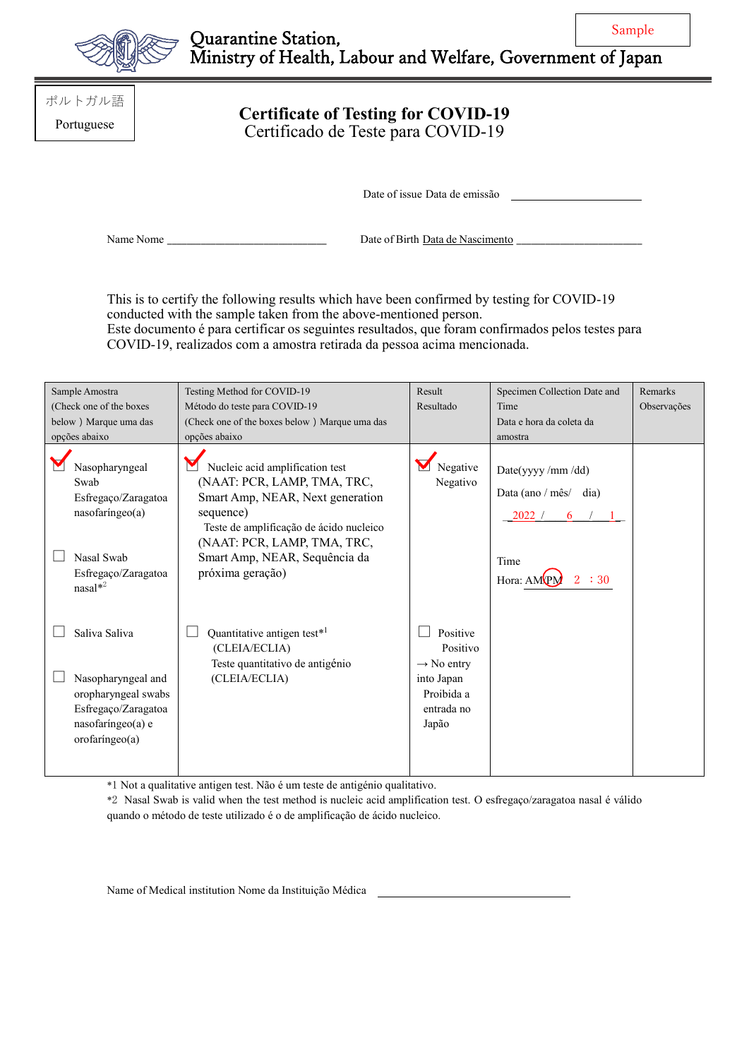Sample

Quarantine Station,
Ministry of Health, Labour and Welfare, Government of Japan

ポルトガル語
Portuguese

# Certificate of Testing for COVID-19
Certificado de Teste para COVID-19

Date of issue Data de emissão ______________________

Name Nome ____________________________ Date of Birth Data de Nascimento ______________________

This is to certify the following results which have been confirmed by testing for COVID-19 conducted with the sample taken from the above-mentioned person.
Este documento é para certificar os seguintes resultados, que foram confirmados pelos testes para COVID-19, realizados com a amostra retirada da pessoa acima mencionada.

| Sample Amostra (Check one of the boxes below ) Marque uma das opções abaixo | Testing Method for COVID-19 Método do teste para COVID-19 (Check one of the boxes below ) Marque uma das opções abaixo | Result Resultado | Specimen Collection Date and Time Data e hora da coleta da amostra | Remarks Observações |
|---|---|---|---|---|
| ☑ Nasopharyngeal Swab Esfregaço/Zaragatoa nasofaríngeo(a)<br><br>☐ Nasal Swab Esfregaço/Zaragatoa nasal*2<br><br>☐ Saliva Saliva<br><br>☐ Nasopharyngeal and oropharyngeal swabs Esfregaço/Zaragatoa nasofaríngeo(a) e orofaríngeo(a) | ☑ Nucleic acid amplification test (NAAT: PCR, LAMP, TMA, TRC, Smart Amp, NEAR, Next generation sequence) Teste de amplificação de ácido nucleico (NAAT: PCR, LAMP, TMA, TRC, Smart Amp, NEAR, Sequência da próxima geração)<br><br>☐ Quantitative antigen test*1 (CLEIA/ECLIA) Teste quantitativo de antigénio (CLEIA/ECLIA) | ☑ Negative Negativo<br><br>☐ Positive Positivo → No entry into Japan Proibida a entrada no Japão | Date(yyyy /mm /dd)<br>Data (ano / mês/ dia)<br>2022 / 6 / 1<br><br>Time<br>Hora: AM/(PM) 2 : 30 | |

*1 Not a qualitative antigen test. Não é um teste de antigénio qualitativo.
*2 Nasal Swab is valid when the test method is nucleic acid amplification test. O esfregaço/zaragatoa nasal é válido quando o método de teste utilizado é o de amplificação de ácido nucleico.

Name of Medical institution Nome da Instituição Médica ______________________